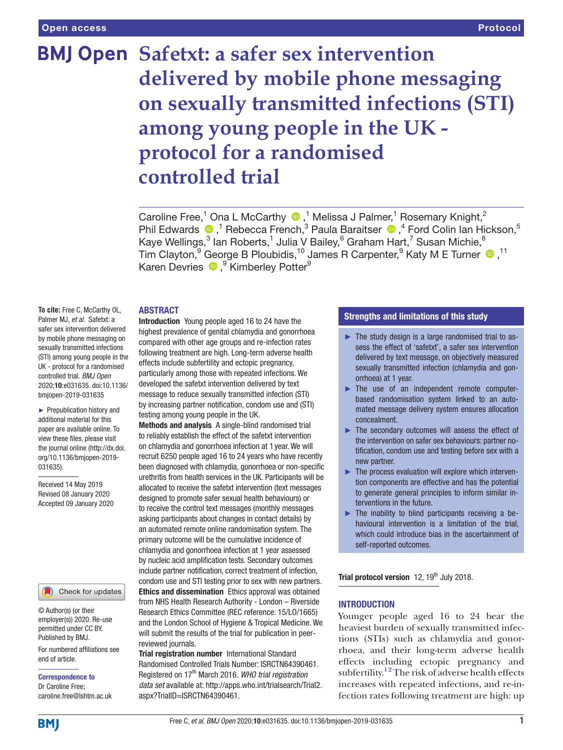Open access

Protocol

# Safetxt: a safer sex intervention delivered by mobile phone messaging on sexually transmitted infections (STI) among young people in the UK - protocol for a randomised controlled trial

Caroline Free,[1] Ona L McCarthy,[1] Melissa J Palmer,[1] Rosemary Knight,[2] Phil Edwards,[1] Rebecca French,[3] Paula Baraitser,[4] Ford Colin Ian Hickson,[5] Kaye Wellings,[3] Ian Roberts,[1] Julia V Bailey,[6] Graham Hart,[7] Susan Michie,[8] Tim Clayton,[9] George B Ploubidis,[10] James R Carpenter,[9] Katy M E Turner,[11] Karen Devries,[9] Kimberley Potter[9]

**To cite:** Free C, McCarthy OL, Palmer MJ, *et al*. Safetxt: a safer sex intervention delivered by mobile phone messaging on sexually transmitted infections (STI) among young people in the UK - protocol for a randomised controlled trial. *BMJ Open* 2020;**10**:e031635. doi:10.1136/bmjopen-2019-031635

► Prepublication history and additional material for this paper are available online. To view these files, please visit the journal online (http://dx.doi.org/10.1136/bmjopen-2019-031635).

Received 14 May 2019
Revised 08 January 2020
Accepted 09 January 2020

© Author(s) (or their employer(s)) 2020. Re-use permitted under CC BY. Published by BMJ.

For numbered affiliations see end of article.

**Correspondence to**
Dr Caroline Free;
caroline.free@lshtm.ac.uk

## ABSTRACT

**Introduction** Young people aged 16 to 24 have the highest prevalence of genital chlamydia and gonorrhoea compared with other age groups and re-infection rates following treatment are high. Long-term adverse health effects include subfertility and ectopic pregnancy, particularly among those with repeated infections. We developed the safetxt intervention delivered by text message to reduce sexually transmitted infection (STI) by increasing partner notification, condom use and (STI) testing among young people in the UK.

**Methods and analysis** A single-blind randomised trial to reliably establish the effect of the safetxt intervention on chlamydia and gonorrhoea infection at 1 year. We will recruit 6250 people aged 16 to 24 years who have recently been diagnosed with chlamydia, gonorrhoea or non-specific urethritis from health services in the UK. Participants will be allocated to receive the safetxt intervention (text messages designed to promote safer sexual health behaviours) or to receive the control text messages (monthly messages asking participants about changes in contact details) by an automated remote online randomisation system. The primary outcome will be the cumulative incidence of chlamydia and gonorrhoea infection at 1 year assessed by nucleic acid amplification tests. Secondary outcomes include partner notification, correct treatment of infection, condom use and STI testing prior to sex with new partners.

**Ethics and dissemination** Ethics approval was obtained from NHS Health Research Authority - London – Riverside Research Ethics Committee (REC reference: 15/LO/1665) and the London School of Hygiene & Tropical Medicine. We will submit the results of the trial for publication in peer-reviewed journals.

**Trial registration number** International Standard Randomised Controlled Trials Number: ISRCTN64390461. Registered on 17th March 2016. *WHO trial registration data set* available at: http://apps.who.int/trialsearch/Trial2.aspx?TrialID=ISRCTN64390461.

## Strengths and limitations of this study

- The study design is a large randomised trial to assess the effect of 'safetxt', a safer sex intervention delivered by text message, on objectively measured sexually transmitted infection (chlamydia and gonorrhoea) at 1 year.
- The use of an independent remote computer-based randomisation system linked to an automated message delivery system ensures allocation concealment.
- The secondary outcomes will assess the effect of the intervention on safer sex behaviours: partner notification, condom use and testing before sex with a new partner.
- The process evaluation will explore which intervention components are effective and has the potential to generate general principles to inform similar interventions in the future.
- The inability to blind participants receiving a behavioural intervention is a limitation of the trial, which could introduce bias in the ascertainment of self-reported outcomes.

**Trial protocol version** 12, 19th July 2018.

## INTRODUCTION

Younger people aged 16 to 24 bear the heaviest burden of sexually transmitted infections (STIs) such as chlamydia and gonorrhoea, and their long-term adverse health effects including ectopic pregnancy and subfertility.[1,2] The risk of adverse health effects increases with repeated infections, and re-infection rates following treatment are high: up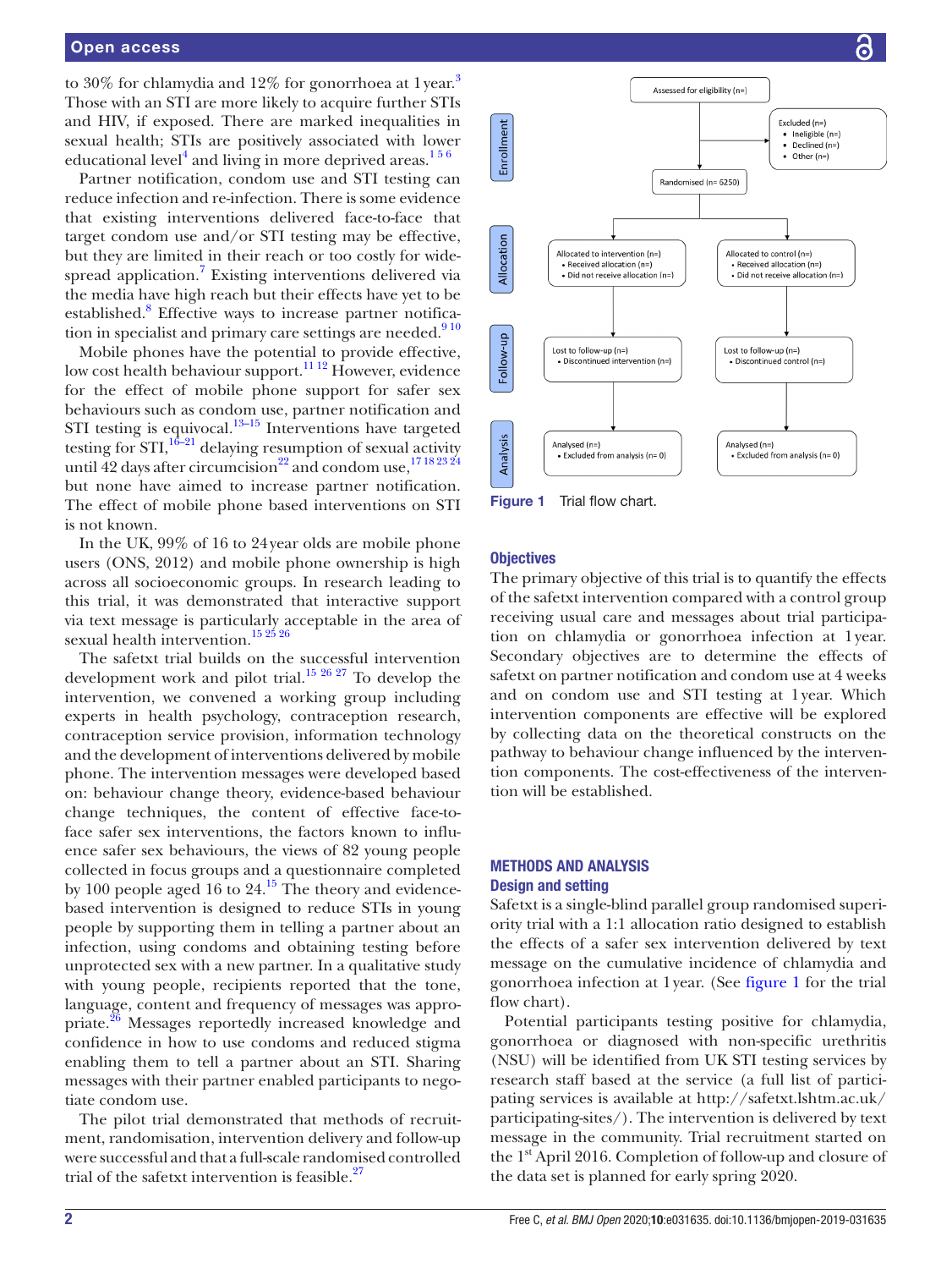to 30% for chlamydia and 12% for gonorrhoea at 1 year.[3] Those with an STI are more likely to acquire further STIs and HIV, if exposed. There are marked inequalities in sexual health; STIs are positively associated with lower educational level[4] and living in more deprived areas.[1 5 6]

Partner notification, condom use and STI testing can reduce infection and re-infection. There is some evidence that existing interventions delivered face-to-face that target condom use and/or STI testing may be effective, but they are limited in their reach or too costly for widespread application.[7] Existing interventions delivered via the media have high reach but their effects have yet to be established.[8] Effective ways to increase partner notification in specialist and primary care settings are needed.[9 10]

Mobile phones have the potential to provide effective, low cost health behaviour support.[11 12] However, evidence for the effect of mobile phone support for safer sex behaviours such as condom use, partner notification and STI testing is equivocal.[13–15] Interventions have targeted testing for STI,[16–21] delaying resumption of sexual activity until 42 days after circumcision[22] and condom use,[17 18 23 24] but none have aimed to increase partner notification. The effect of mobile phone based interventions on STI is not known.

In the UK, 99% of 16 to 24 year olds are mobile phone users (ONS, 2012) and mobile phone ownership is high across all socioeconomic groups. In research leading to this trial, it was demonstrated that interactive support via text message is particularly acceptable in the area of sexual health intervention.[15 25 26]

The safetxt trial builds on the successful intervention development work and pilot trial.[15 26 27] To develop the intervention, we convened a working group including experts in health psychology, contraception research, contraception service provision, information technology and the development of interventions delivered by mobile phone. The intervention messages were developed based on: behaviour change theory, evidence-based behaviour change techniques, the content of effective face-to-face safer sex interventions, the factors known to influence safer sex behaviours, the views of 82 young people collected in focus groups and a questionnaire completed by 100 people aged 16 to 24.[15] The theory and evidence-based intervention is designed to reduce STIs in young people by supporting them in telling a partner about an infection, using condoms and obtaining testing before unprotected sex with a new partner. In a qualitative study with young people, recipients reported that the tone, language, content and frequency of messages was appropriate.[26] Messages reportedly increased knowledge and confidence in how to use condoms and reduced stigma enabling them to tell a partner about an STI. Sharing messages with their partner enabled participants to negotiate condom use.

The pilot trial demonstrated that methods of recruitment, randomisation, intervention delivery and follow-up were successful and that a full-scale randomised controlled trial of the safetxt intervention is feasible.[27]

**Enrollment**

Assessed for eligibility (n=)

Excluded (n=)
- Ineligible (n=)
- Declined (n=)
- Other (n=)

Randomised (n= 6250)

**Allocation**

| Allocated to intervention (n=) | Allocated to control (n=) |
| --- | --- |
| • Received allocation (n=) | • Received allocation (n=) |
| • Did not receive allocation (n=) | • Did not receive allocation (n=) |

**Follow-up**

| Lost to follow-up (n=) | Lost to follow-up (n=) |
| --- | --- |
| • Discontinued intervention (n=) | • Discontinued control (n=) |

**Analysis**

| Analysed (n=) | Analysed (n=) |
| --- | --- |
| • Excluded from analysis (n= 0) | • Excluded from analysis (n= 0) |

**Figure 1** Trial flow chart.

## Objectives

The primary objective of this trial is to quantify the effects of the safetxt intervention compared with a control group receiving usual care and messages about trial participation on chlamydia or gonorrhoea infection at 1 year. Secondary objectives are to determine the effects of safetxt on partner notification and condom use at 4 weeks and on condom use and STI testing at 1 year. Which intervention components are effective will be explored by collecting data on the theoretical constructs on the pathway to behaviour change influenced by the intervention components. The cost-effectiveness of the intervention will be established.

## METHODS AND ANALYSIS

### Design and setting

Safetxt is a single-blind parallel group randomised superiority trial with a 1:1 allocation ratio designed to establish the effects of a safer sex intervention delivered by text message on the cumulative incidence of chlamydia and gonorrhoea infection at 1 year. (See figure 1 for the trial flow chart.)

Potential participants testing positive for chlamydia, gonorrhoea or diagnosed with non-specific urethritis (NSU) will be identified from UK STI testing services by research staff based at the service (a full list of participating services is available at http://safetxt.lshtm.ac.uk/participating-sites/). The intervention is delivered by text message in the community. Trial recruitment started on the 1st April 2016. Completion of follow-up and closure of the data set is planned for early spring 2020.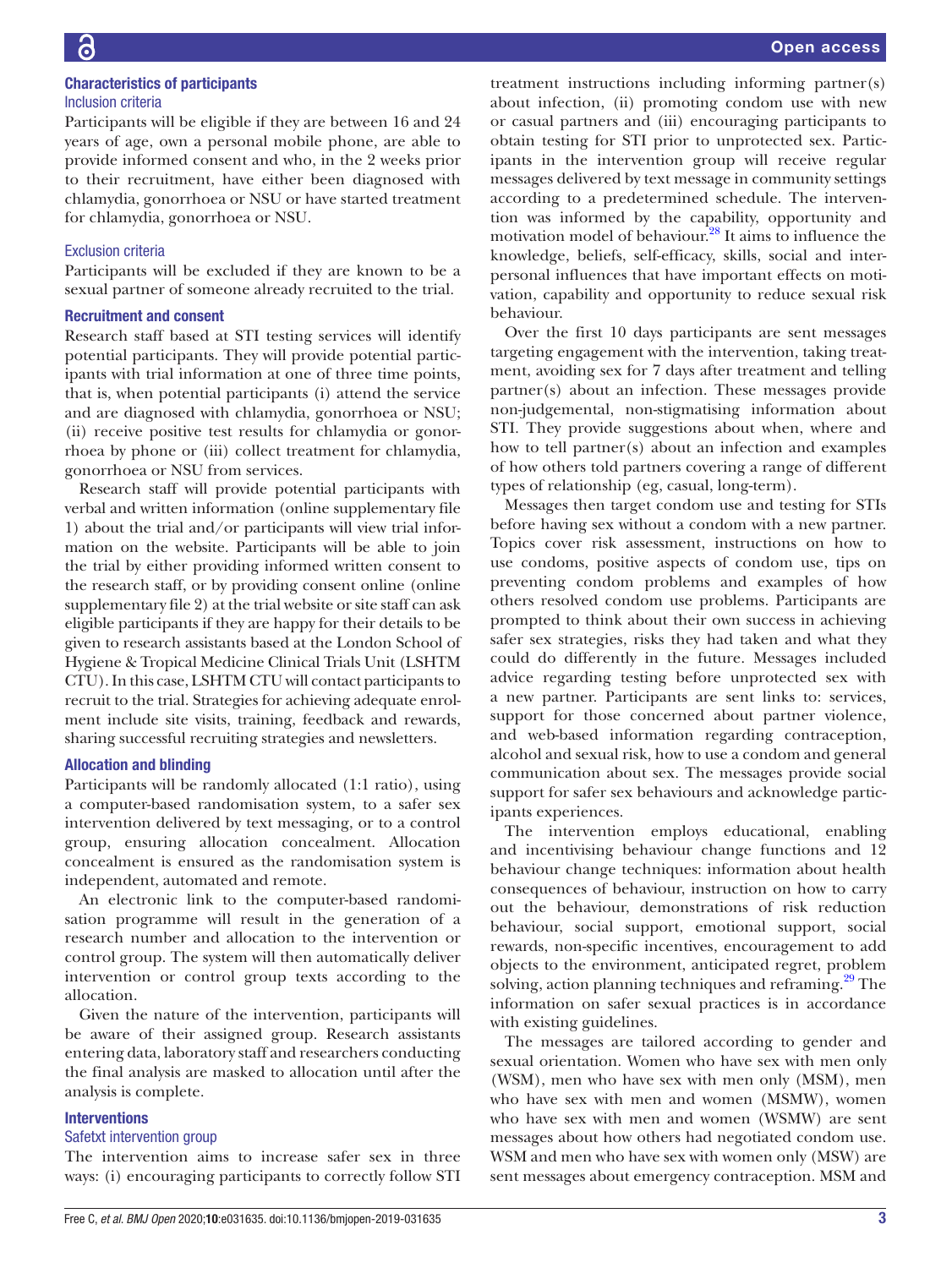### Characteristics of participants

#### Inclusion criteria

Participants will be eligible if they are between 16 and 24 years of age, own a personal mobile phone, are able to provide informed consent and who, in the 2 weeks prior to their recruitment, have either been diagnosed with chlamydia, gonorrhoea or NSU or have started treatment for chlamydia, gonorrhoea or NSU.

#### Exclusion criteria

Participants will be excluded if they are known to be a sexual partner of someone already recruited to the trial.

### Recruitment and consent

Research staff based at STI testing services will identify potential participants. They will provide potential participants with trial information at one of three time points, that is, when potential participants (i) attend the service and are diagnosed with chlamydia, gonorrhoea or NSU; (ii) receive positive test results for chlamydia or gonorrhoea by phone or (iii) collect treatment for chlamydia, gonorrhoea or NSU from services.

Research staff will provide potential participants with verbal and written information (online supplementary file 1) about the trial and/or participants will view trial information on the website. Participants will be able to join the trial by either providing informed written consent to the research staff, or by providing consent online (online supplementary file 2) at the trial website or site staff can ask eligible participants if they are happy for their details to be given to research assistants based at the London School of Hygiene & Tropical Medicine Clinical Trials Unit (LSHTM CTU). In this case, LSHTM CTU will contact participants to recruit to the trial. Strategies for achieving adequate enrolment include site visits, training, feedback and rewards, sharing successful recruiting strategies and newsletters.

### Allocation and blinding

Participants will be randomly allocated (1:1 ratio), using a computer-based randomisation system, to a safer sex intervention delivered by text messaging, or to a control group, ensuring allocation concealment. Allocation concealment is ensured as the randomisation system is independent, automated and remote.

An electronic link to the computer-based randomisation programme will result in the generation of a research number and allocation to the intervention or control group. The system will then automatically deliver intervention or control group texts according to the allocation.

Given the nature of the intervention, participants will be aware of their assigned group. Research assistants entering data, laboratory staff and researchers conducting the final analysis are masked to allocation until after the analysis is complete.

### Interventions

#### Safetxt intervention group

The intervention aims to increase safer sex in three ways: (i) encouraging participants to correctly follow STI treatment instructions including informing partner(s) about infection, (ii) promoting condom use with new or casual partners and (iii) encouraging participants to obtain testing for STI prior to unprotected sex. Participants in the intervention group will receive regular messages delivered by text message in community settings according to a predetermined schedule. The intervention was informed by the capability, opportunity and motivation model of behaviour.[28] It aims to influence the knowledge, beliefs, self-efficacy, skills, social and interpersonal influences that have important effects on motivation, capability and opportunity to reduce sexual risk behaviour.

Over the first 10 days participants are sent messages targeting engagement with the intervention, taking treatment, avoiding sex for 7 days after treatment and telling partner(s) about an infection. These messages provide non-judgemental, non-stigmatising information about STI. They provide suggestions about when, where and how to tell partner(s) about an infection and examples of how others told partners covering a range of different types of relationship (eg, casual, long-term).

Messages then target condom use and testing for STIs before having sex without a condom with a new partner. Topics cover risk assessment, instructions on how to use condoms, positive aspects of condom use, tips on preventing condom problems and examples of how others resolved condom use problems. Participants are prompted to think about their own success in achieving safer sex strategies, risks they had taken and what they could do differently in the future. Messages included advice regarding testing before unprotected sex with a new partner. Participants are sent links to: services, support for those concerned about partner violence, and web-based information regarding contraception, alcohol and sexual risk, how to use a condom and general communication about sex. The messages provide social support for safer sex behaviours and acknowledge participants experiences.

The intervention employs educational, enabling and incentivising behaviour change functions and 12 behaviour change techniques: information about health consequences of behaviour, instruction on how to carry out the behaviour, demonstrations of risk reduction behaviour, social support, emotional support, social rewards, non-specific incentives, encouragement to add objects to the environment, anticipated regret, problem solving, action planning techniques and reframing.[29] The information on safer sexual practices is in accordance with existing guidelines.

The messages are tailored according to gender and sexual orientation. Women who have sex with men only (WSM), men who have sex with men only (MSM), men who have sex with men and women (MSMW), women who have sex with men and women (WSMW) are sent messages about how others had negotiated condom use. WSM and men who have sex with women only (MSW) are sent messages about emergency contraception. MSM and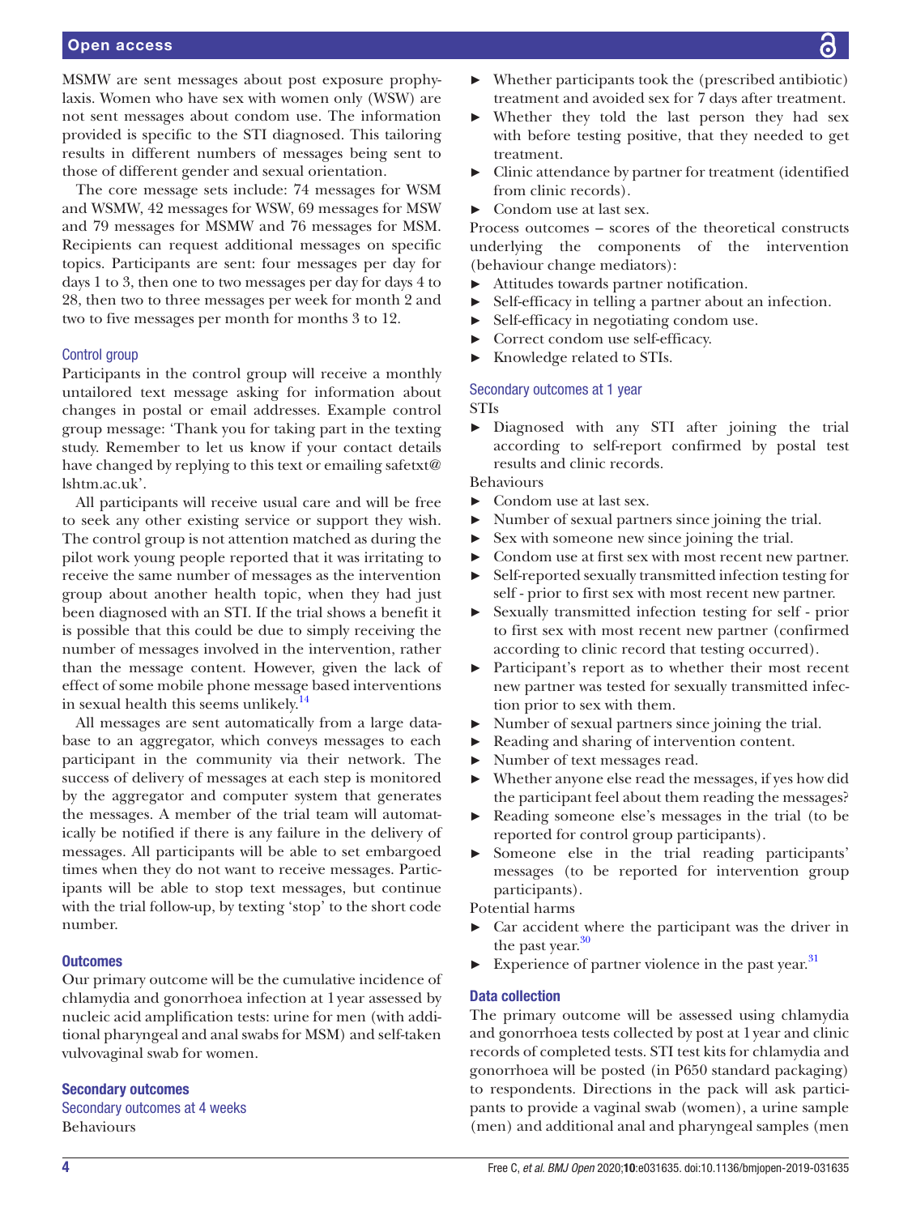MSMW are sent messages about post exposure prophylaxis. Women who have sex with women only (WSW) are not sent messages about condom use. The information provided is specific to the STI diagnosed. This tailoring results in different numbers of messages being sent to those of different gender and sexual orientation.

The core message sets include: 74 messages for WSM and WSMW, 42 messages for WSW, 69 messages for MSW and 79 messages for MSMW and 76 messages for MSM. Recipients can request additional messages on specific topics. Participants are sent: four messages per day for days 1 to 3, then one to two messages per day for days 4 to 28, then two to three messages per week for month 2 and two to five messages per month for months 3 to 12.

### Control group

Participants in the control group will receive a monthly untailored text message asking for information about changes in postal or email addresses. Example control group message: 'Thank you for taking part in the texting study. Remember to let us know if your contact details have changed by replying to this text or emailing safetxt@lshtm.ac.uk'.

All participants will receive usual care and will be free to seek any other existing service or support they wish. The control group is not attention matched as during the pilot work young people reported that it was irritating to receive the same number of messages as the intervention group about another health topic, when they had just been diagnosed with an STI. If the trial shows a benefit it is possible that this could be due to simply receiving the number of messages involved in the intervention, rather than the message content. However, given the lack of effect of some mobile phone message based interventions in sexual health this seems unlikely.[14]

All messages are sent automatically from a large database to an aggregator, which conveys messages to each participant in the community via their network. The success of delivery of messages at each step is monitored by the aggregator and computer system that generates the messages. A member of the trial team will automatically be notified if there is any failure in the delivery of messages. All participants will be able to set embargoed times when they do not want to receive messages. Participants will be able to stop text messages, but continue with the trial follow-up, by texting 'stop' to the short code number.

## Outcomes

Our primary outcome will be the cumulative incidence of chlamydia and gonorrhoea infection at 1 year assessed by nucleic acid amplification tests: urine for men (with additional pharyngeal and anal swabs for MSM) and self-taken vulvovaginal swab for women.

## Secondary outcomes

### Secondary outcomes at 4 weeks

Behaviours

- Whether participants took the (prescribed antibiotic) treatment and avoided sex for 7 days after treatment.
- Whether they told the last person they had sex with before testing positive, that they needed to get treatment.
- Clinic attendance by partner for treatment (identified from clinic records).
- Condom use at last sex.

Process outcomes – scores of the theoretical constructs underlying the components of the intervention (behaviour change mediators):

- Attitudes towards partner notification.
- Self-efficacy in telling a partner about an infection.
- Self-efficacy in negotiating condom use.
- Correct condom use self-efficacy.
- Knowledge related to STIs.

### Secondary outcomes at 1 year

STIs

- Diagnosed with any STI after joining the trial according to self-report confirmed by postal test results and clinic records.

Behaviours

- Condom use at last sex.
- Number of sexual partners since joining the trial.
- Sex with someone new since joining the trial.
- Condom use at first sex with most recent new partner.
- Self-reported sexually transmitted infection testing for self - prior to first sex with most recent new partner.
- Sexually transmitted infection testing for self - prior to first sex with most recent new partner (confirmed according to clinic record that testing occurred).
- Participant's report as to whether their most recent new partner was tested for sexually transmitted infection prior to sex with them.
- Number of sexual partners since joining the trial.
- Reading and sharing of intervention content.
- Number of text messages read.
- Whether anyone else read the messages, if yes how did the participant feel about them reading the messages?
- Reading someone else's messages in the trial (to be reported for control group participants).
- Someone else in the trial reading participants' messages (to be reported for intervention group participants).

Potential harms

- Car accident where the participant was the driver in the past year.[30]
- Experience of partner violence in the past year.[31]

## Data collection

The primary outcome will be assessed using chlamydia and gonorrhoea tests collected by post at 1 year and clinic records of completed tests. STI test kits for chlamydia and gonorrhoea will be posted (in P650 standard packaging) to respondents. Directions in the pack will ask participants to provide a vaginal swab (women), a urine sample (men) and additional anal and pharyngeal samples (men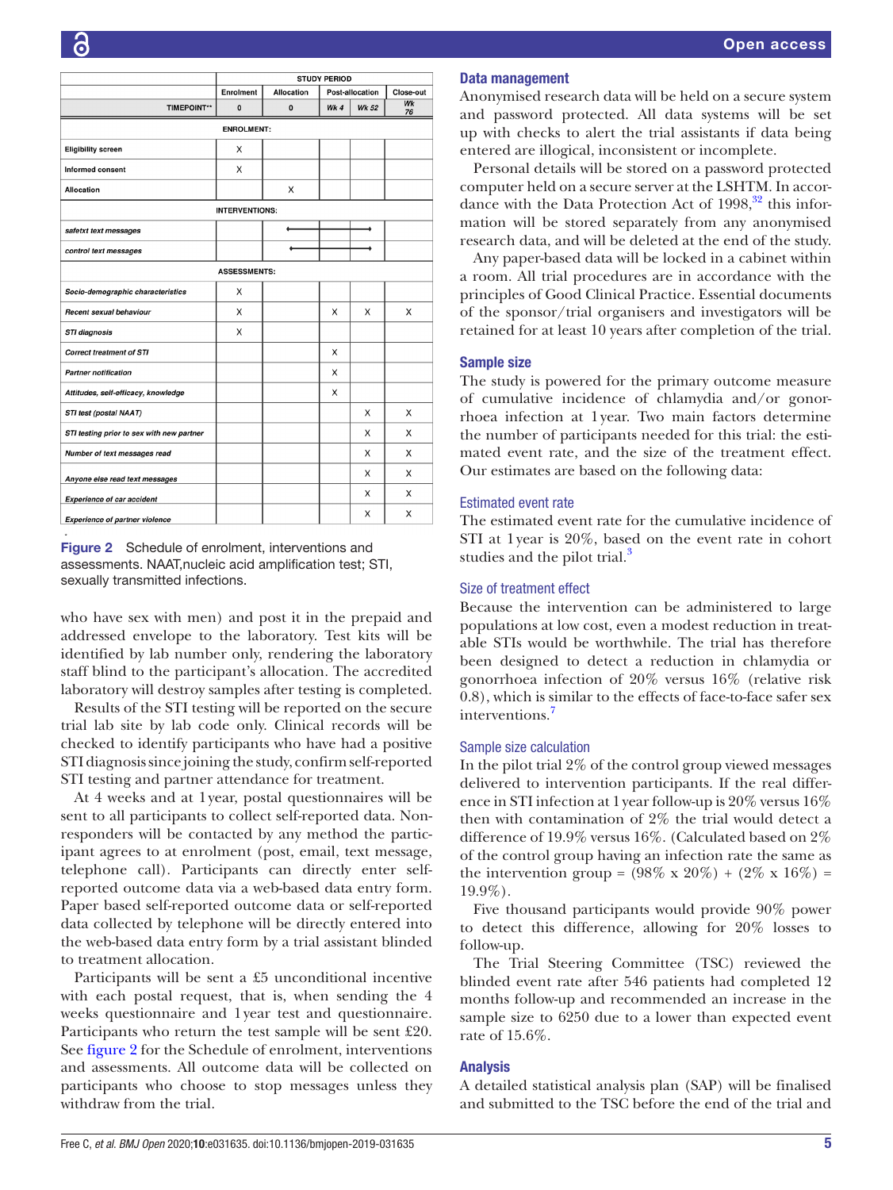| | STUDY PERIOD | | | | |
|---|---|---|---|---|---|
| | Enrolment | Allocation | Post-allocation | | Close-out |
| TIMEPOINT** | 0 | 0 | Wk 4 | Wk 52 | Wk 76 |
| **ENROLMENT:** | | | | | |
| Eligibility screen | X | | | | |
| Informed consent | X | | | | |
| Allocation | | X | | | |
| **INTERVENTIONS:** | | | | | |
| *safetxt text messages* | | ←———— | ———— | ————→ | |
| *control text messages* | | ←———— | ———— | ————→ | |
| **ASSESSMENTS:** | | | | | |
| *Socio-demographic characteristics* | X | | | | |
| *Recent sexual behaviour* | X | | X | X | X |
| *STI diagnosis* | X | | | | |
| *Correct treatment of STI* | | | X | | |
| *Partner notification* | | | X | | |
| *Attitudes, self-efficacy, knowledge* | | | X | | |
| *STI test (postal NAAT)* | | | | X | X |
| *STI testing prior to sex with new partner* | | | | X | X |
| *Number of text messages read* | | | | X | X |
| *Anyone else read text messages* | | | | X | X |
| *Experience of car accident* | | | | X | X |
| *Experience of partner violence* | | | | X | X |

**Figure 2** Schedule of enrolment, interventions and assessments. NAAT,nucleic acid amplification test; STI, sexually transmitted infections.

who have sex with men) and post it in the prepaid and addressed envelope to the laboratory. Test kits will be identified by lab number only, rendering the laboratory staff blind to the participant's allocation. The accredited laboratory will destroy samples after testing is completed.

Results of the STI testing will be reported on the secure trial lab site by lab code only. Clinical records will be checked to identify participants who have had a positive STI diagnosis since joining the study, confirm self-reported STI testing and partner attendance for treatment.

At 4 weeks and at 1 year, postal questionnaires will be sent to all participants to collect self-reported data. Non-responders will be contacted by any method the participant agrees to at enrolment (post, email, text message, telephone call). Participants can directly enter self-reported outcome data via a web-based data entry form. Paper based self-reported outcome data or self-reported data collected by telephone will be directly entered into the web-based data entry form by a trial assistant blinded to treatment allocation.

Participants will be sent a £5 unconditional incentive with each postal request, that is, when sending the 4 weeks questionnaire and 1 year test and questionnaire. Participants who return the test sample will be sent £20. See figure 2 for the Schedule of enrolment, interventions and assessments. All outcome data will be collected on participants who choose to stop messages unless they withdraw from the trial.

## Data management

Anonymised research data will be held on a secure system and password protected. All data systems will be set up with checks to alert the trial assistants if data being entered are illogical, inconsistent or incomplete.

Personal details will be stored on a password protected computer held on a secure server at the LSHTM. In accordance with the Data Protection Act of 1998,[32] this information will be stored separately from any anonymised research data, and will be deleted at the end of the study.

Any paper-based data will be locked in a cabinet within a room. All trial procedures are in accordance with the principles of Good Clinical Practice. Essential documents of the sponsor/trial organisers and investigators will be retained for at least 10 years after completion of the trial.

## Sample size

The study is powered for the primary outcome measure of cumulative incidence of chlamydia and/or gonorrhoea infection at 1 year. Two main factors determine the number of participants needed for this trial: the estimated event rate, and the size of the treatment effect. Our estimates are based on the following data:

### Estimated event rate

The estimated event rate for the cumulative incidence of STI at 1 year is 20%, based on the event rate in cohort studies and the pilot trial.[3]

### Size of treatment effect

Because the intervention can be administered to large populations at low cost, even a modest reduction in treatable STIs would be worthwhile. The trial has therefore been designed to detect a reduction in chlamydia or gonorrhoea infection of 20% versus 16% (relative risk 0.8), which is similar to the effects of face-to-face safer sex interventions.[7]

### Sample size calculation

In the pilot trial 2% of the control group viewed messages delivered to intervention participants. If the real difference in STI infection at 1 year follow-up is 20% versus 16% then with contamination of 2% the trial would detect a difference of 19.9% versus 16%. (Calculated based on 2% of the control group having an infection rate the same as the intervention group = (98% x 20%) + (2% x 16%) = 19.9%).

Five thousand participants would provide 90% power to detect this difference, allowing for 20% losses to follow-up.

The Trial Steering Committee (TSC) reviewed the blinded event rate after 546 patients had completed 12 months follow-up and recommended an increase in the sample size to 6250 due to a lower than expected event rate of 15.6%.

## Analysis

A detailed statistical analysis plan (SAP) will be finalised and submitted to the TSC before the end of the trial and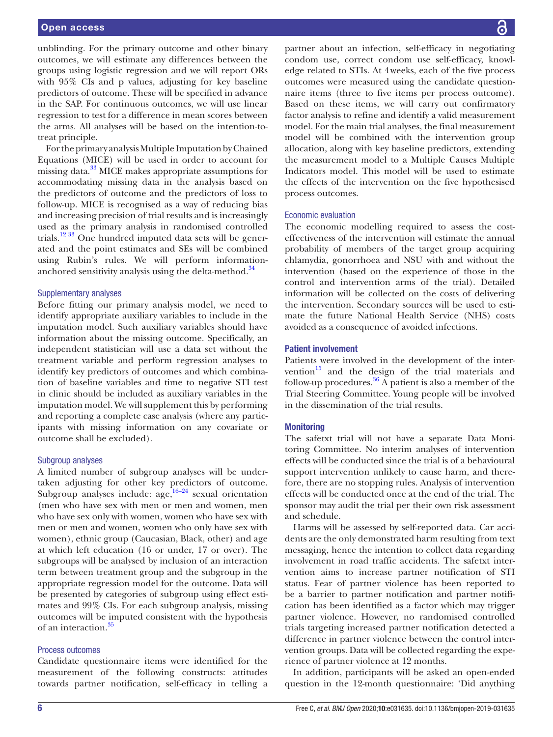unblinding. For the primary outcome and other binary outcomes, we will estimate any differences between the groups using logistic regression and we will report ORs with 95% CIs and p values, adjusting for key baseline predictors of outcome. These will be specified in advance in the SAP. For continuous outcomes, we will use linear regression to test for a difference in mean scores between the arms. All analyses will be based on the intention-to-treat principle.

For the primary analysis Multiple Imputation by Chained Equations (MICE) will be used in order to account for missing data.[33] MICE makes appropriate assumptions for accommodating missing data in the analysis based on the predictors of outcome and the predictors of loss to follow-up. MICE is recognised as a way of reducing bias and increasing precision of trial results and is increasingly used as the primary analysis in randomised controlled trials.[12 33] One hundred imputed data sets will be generated and the point estimates and SEs will be combined using Rubin's rules. We will perform information-anchored sensitivity analysis using the delta-method.[34]

### Supplementary analyses

Before fitting our primary analysis model, we need to identify appropriate auxiliary variables to include in the imputation model. Such auxiliary variables should have information about the missing outcome. Specifically, an independent statistician will use a data set without the treatment variable and perform regression analyses to identify key predictors of outcomes and which combination of baseline variables and time to negative STI test in clinic should be included as auxiliary variables in the imputation model. We will supplement this by performing and reporting a complete case analysis (where any participants with missing information on any covariate or outcome shall be excluded).

### Subgroup analyses

A limited number of subgroup analyses will be undertaken adjusting for other key predictors of outcome. Subgroup analyses include: age,[16–24] sexual orientation (men who have sex with men or men and women, men who have sex only with women, women who have sex with men or men and women, women who only have sex with women), ethnic group (Caucasian, Black, other) and age at which left education (16 or under, 17 or over). The subgroups will be analysed by inclusion of an interaction term between treatment group and the subgroup in the appropriate regression model for the outcome. Data will be presented by categories of subgroup using effect estimates and 99% CIs. For each subgroup analysis, missing outcomes will be imputed consistent with the hypothesis of an interaction.[35]

### Process outcomes

Candidate questionnaire items were identified for the measurement of the following constructs: attitudes towards partner notification, self-efficacy in telling a partner about an infection, self-efficacy in negotiating condom use, correct condom use self-efficacy, knowledge related to STIs. At 4weeks, each of the five process outcomes were measured using the candidate questionnaire items (three to five items per process outcome). Based on these items, we will carry out confirmatory factor analysis to refine and identify a valid measurement model. For the main trial analyses, the final measurement model will be combined with the intervention group allocation, along with key baseline predictors, extending the measurement model to a Multiple Causes Multiple Indicators model. This model will be used to estimate the effects of the intervention on the five hypothesised process outcomes.

### Economic evaluation

The economic modelling required to assess the cost-effectiveness of the intervention will estimate the annual probability of members of the target group acquiring chlamydia, gonorrhoea and NSU with and without the intervention (based on the experience of those in the control and intervention arms of the trial). Detailed information will be collected on the costs of delivering the intervention. Secondary sources will be used to estimate the future National Health Service (NHS) costs avoided as a consequence of avoided infections.

## Patient involvement

Patients were involved in the development of the intervention[15] and the design of the trial materials and follow-up procedures.[36] A patient is also a member of the Trial Steering Committee. Young people will be involved in the dissemination of the trial results.

## Monitoring

The safetxt trial will not have a separate Data Monitoring Committee. No interim analyses of intervention effects will be conducted since the trial is of a behavioural support intervention unlikely to cause harm, and therefore, there are no stopping rules. Analysis of intervention effects will be conducted once at the end of the trial. The sponsor may audit the trial per their own risk assessment and schedule.

Harms will be assessed by self-reported data. Car accidents are the only demonstrated harm resulting from text messaging, hence the intention to collect data regarding involvement in road traffic accidents. The safetxt intervention aims to increase partner notification of STI status. Fear of partner violence has been reported to be a barrier to partner notification and partner notification has been identified as a factor which may trigger partner violence. However, no randomised controlled trials targeting increased partner notification detected a difference in partner violence between the control intervention groups. Data will be collected regarding the experience of partner violence at 12 months.

In addition, participants will be asked an open-ended question in the 12-month questionnaire: 'Did anything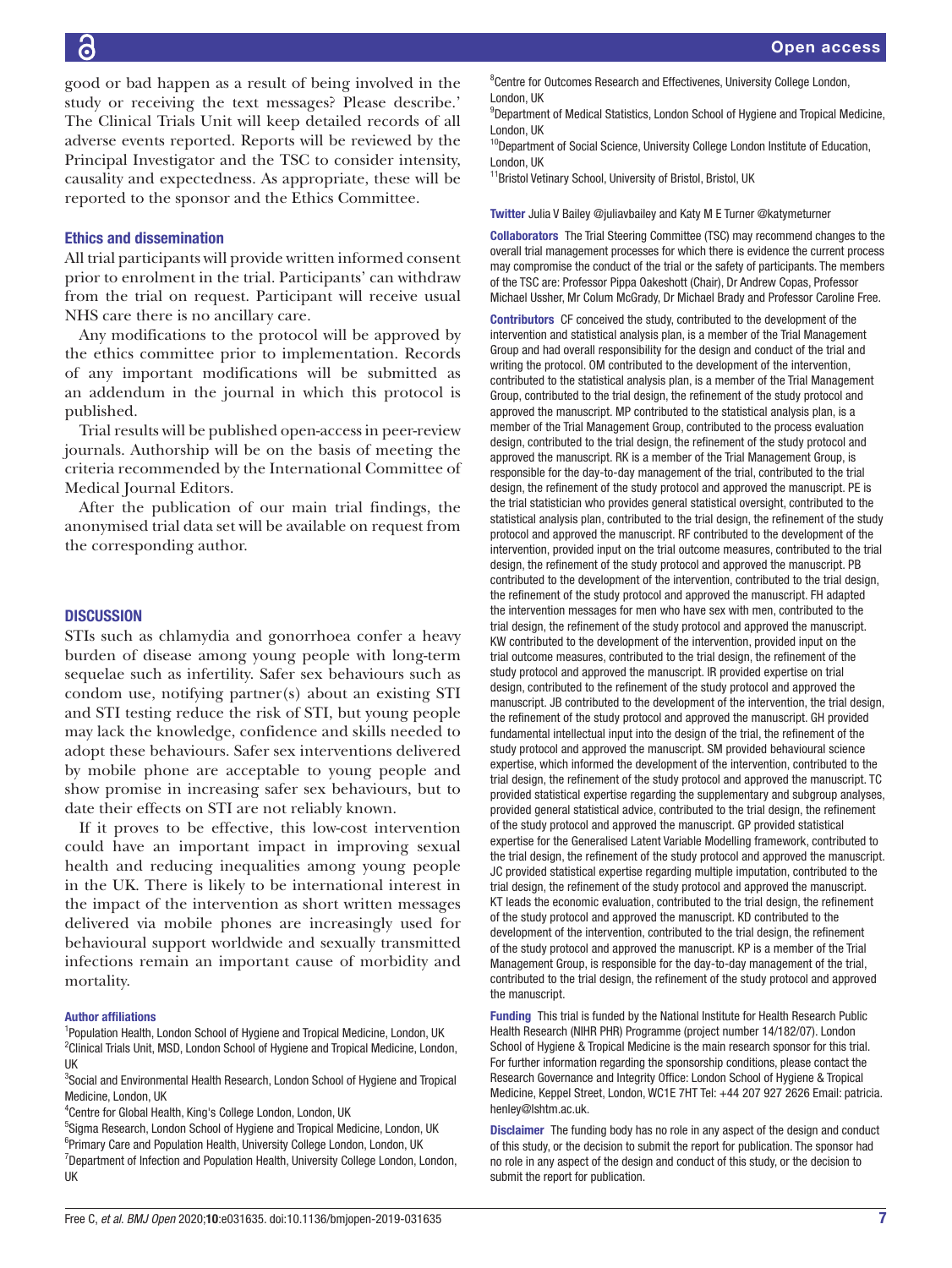good or bad happen as a result of being involved in the study or receiving the text messages? Please describe.' The Clinical Trials Unit will keep detailed records of all adverse events reported. Reports will be reviewed by the Principal Investigator and the TSC to consider intensity, causality and expectedness. As appropriate, these will be reported to the sponsor and the Ethics Committee.

## Ethics and dissemination

All trial participants will provide written informed consent prior to enrolment in the trial. Participants' can withdraw from the trial on request. Participant will receive usual NHS care there is no ancillary care.

Any modifications to the protocol will be approved by the ethics committee prior to implementation. Records of any important modifications will be submitted as an addendum in the journal in which this protocol is published.

Trial results will be published open-access in peer-review journals. Authorship will be on the basis of meeting the criteria recommended by the International Committee of Medical Journal Editors.

After the publication of our main trial findings, the anonymised trial data set will be available on request from the corresponding author.

## DISCUSSION

STIs such as chlamydia and gonorrhoea confer a heavy burden of disease among young people with long-term sequelae such as infertility. Safer sex behaviours such as condom use, notifying partner(s) about an existing STI and STI testing reduce the risk of STI, but young people may lack the knowledge, confidence and skills needed to adopt these behaviours. Safer sex interventions delivered by mobile phone are acceptable to young people and show promise in increasing safer sex behaviours, but to date their effects on STI are not reliably known.

If it proves to be effective, this low-cost intervention could have an important impact in improving sexual health and reducing inequalities among young people in the UK. There is likely to be international interest in the impact of the intervention as short written messages delivered via mobile phones are increasingly used for behavioural support worldwide and sexually transmitted infections remain an important cause of morbidity and mortality.

### Author affiliations

[1]Population Health, London School of Hygiene and Tropical Medicine, London, UK
[2]Clinical Trials Unit, MSD, London School of Hygiene and Tropical Medicine, London, UK
[3]Social and Environmental Health Research, London School of Hygiene and Tropical Medicine, London, UK
[4]Centre for Global Health, King's College London, London, UK
[5]Sigma Research, London School of Hygiene and Tropical Medicine, London, UK
[6]Primary Care and Population Health, University College London, London, UK
[7]Department of Infection and Population Health, University College London, London, UK
[8]Centre for Outcomes Research and Effectivenes, University College London, London, UK
[9]Department of Medical Statistics, London School of Hygiene and Tropical Medicine, London, UK
[10]Department of Social Science, University College London Institute of Education, London, UK
[11]Bristol Vetinary School, University of Bristol, Bristol, UK

**Twitter** Julia V Bailey @juliavbailey and Katy M E Turner @katymeturner

**Collaborators** The Trial Steering Committee (TSC) may recommend changes to the overall trial management processes for which there is evidence the current process may compromise the conduct of the trial or the safety of participants. The members of the TSC are: Professor Pippa Oakeshott (Chair), Dr Andrew Copas, Professor Michael Ussher, Mr Colum McGrady, Dr Michael Brady and Professor Caroline Free.

**Contributors** CF conceived the study, contributed to the development of the intervention and statistical analysis plan, is a member of the Trial Management Group and had overall responsibility for the design and conduct of the trial and writing the protocol. OM contributed to the development of the intervention, contributed to the statistical analysis plan, is a member of the Trial Management Group, contributed to the trial design, the refinement of the study protocol and approved the manuscript. MP contributed to the statistical analysis plan, is a member of the Trial Management Group, contributed to the process evaluation design, contributed to the trial design, the refinement of the study protocol and approved the manuscript. RK is a member of the Trial Management Group, is responsible for the day-to-day management of the trial, contributed to the trial design, the refinement of the study protocol and approved the manuscript. PE is the trial statistician who provides general statistical oversight, contributed to the statistical analysis plan, contributed to the trial design, the refinement of the study protocol and approved the manuscript. RF contributed to the development of the intervention, provided input on the trial outcome measures, contributed to the trial design, the refinement of the study protocol and approved the manuscript. PB contributed to the development of the intervention, contributed to the trial design, the refinement of the study protocol and approved the manuscript. FH adapted the intervention messages for men who have sex with men, contributed to the trial design, the refinement of the study protocol and approved the manuscript. KW contributed to the development of the intervention, provided input on the trial outcome measures, contributed to the trial design, the refinement of the study protocol and approved the manuscript. IR provided expertise on trial design, contributed to the refinement of the study protocol and approved the manuscript. JB contributed to the development of the intervention, the trial design, the refinement of the study protocol and approved the manuscript. GH provided fundamental intellectual input into the design of the trial, the refinement of the study protocol and approved the manuscript. SM provided behavioural science expertise, which informed the development of the intervention, contributed to the trial design, the refinement of the study protocol and approved the manuscript. TC provided statistical expertise regarding the supplementary and subgroup analyses, provided general statistical advice, contributed to the trial design, the refinement of the study protocol and approved the manuscript. GP provided statistical expertise for the Generalised Latent Variable Modelling framework, contributed to the trial design, the refinement of the study protocol and approved the manuscript. JC provided statistical expertise regarding multiple imputation, contributed to the trial design, the refinement of the study protocol and approved the manuscript. KT leads the economic evaluation, contributed to the trial design, the refinement of the study protocol and approved the manuscript. KD contributed to the development of the intervention, contributed to the trial design, the refinement of the study protocol and approved the manuscript. KP is a member of the Trial Management Group, is responsible for the day-to-day management of the trial, contributed to the trial design, the refinement of the study protocol and approved the manuscript.

**Funding** This trial is funded by the National Institute for Health Research Public Health Research (NIHR PHR) Programme (project number 14/182/07). London School of Hygiene & Tropical Medicine is the main research sponsor for this trial. For further information regarding the sponsorship conditions, please contact the Research Governance and Integrity Office: London School of Hygiene & Tropical Medicine, Keppel Street, London, WC1E 7HT Tel: +44 207 927 2626 Email: patricia.henley@lshtm.ac.uk.

**Disclaimer** The funding body has no role in any aspect of the design and conduct of this study, or the decision to submit the report for publication. The sponsor had no role in any aspect of the design and conduct of this study, or the decision to submit the report for publication.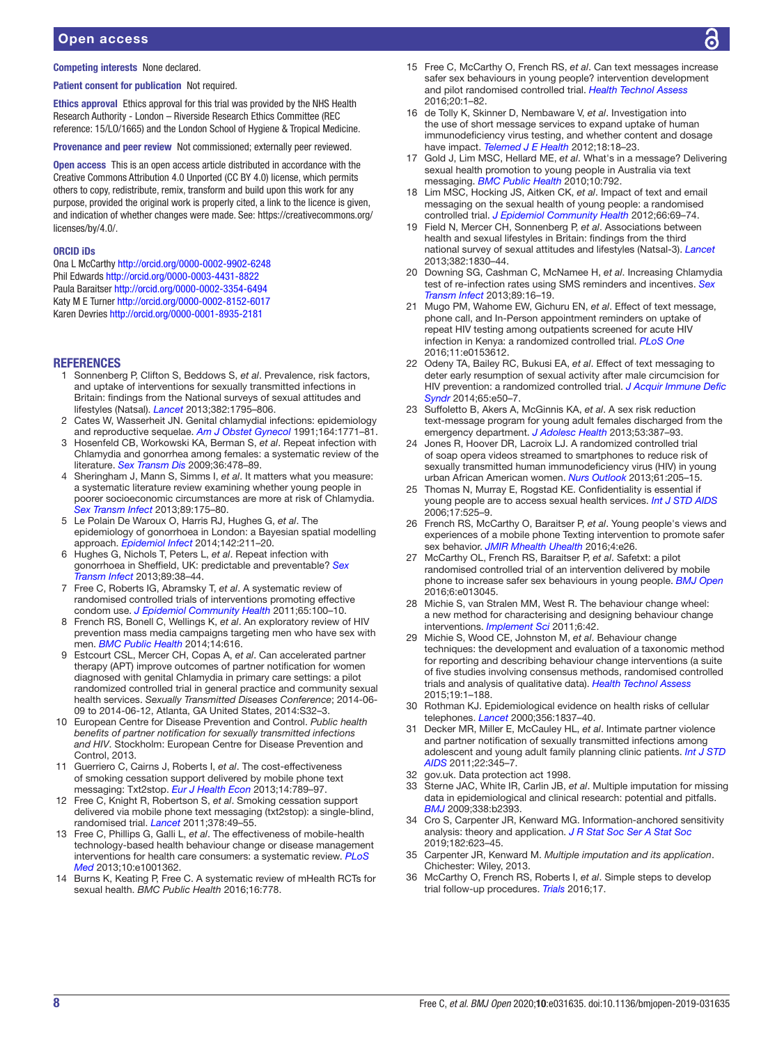**Competing interests** None declared.

**Patient consent for publication** Not required.

**Ethics approval** Ethics approval for this trial was provided by the NHS Health Research Authority - London – Riverside Research Ethics Committee (REC reference: 15/LO/1665) and the London School of Hygiene & Tropical Medicine.

**Provenance and peer review** Not commissioned; externally peer reviewed.

**Open access** This is an open access article distributed in accordance with the Creative Commons Attribution 4.0 Unported (CC BY 4.0) license, which permits others to copy, redistribute, remix, transform and build upon this work for any purpose, provided the original work is properly cited, a link to the licence is given, and indication of whether changes were made. See: https://creativecommons.org/licenses/by/4.0/.

**ORCID iDs**

Ona L McCarthy http://orcid.org/0000-0002-9902-6248
Phil Edwards http://orcid.org/0000-0003-4431-8822
Paula Baraitser http://orcid.org/0000-0002-3354-6494
Katy M E Turner http://orcid.org/0000-0002-8152-6017
Karen Devries http://orcid.org/0000-0001-8935-2181

## REFERENCES

1. Sonnenberg P, Clifton S, Beddows S, *et al*. Prevalence, risk factors, and uptake of interventions for sexually transmitted infections in Britain: findings from the National surveys of sexual attitudes and lifestyles (Natsal). *Lancet* 2013;382:1795–806.
2. Cates W, Wasserheit JN. Genital chlamydial infections: epidemiology and reproductive sequelae. *Am J Obstet Gynecol* 1991;164:1771–81.
3. Hosenfeld CB, Workowski KA, Berman S, *et al*. Repeat infection with Chlamydia and gonorrhea among females: a systematic review of the literature. *Sex Transm Dis* 2009;36:478–89.
4. Sheringham J, Mann S, Simms I, *et al*. It matters what you measure: a systematic literature review examining whether young people in poorer socioeconomic circumstances are more at risk of Chlamydia. *Sex Transm Infect* 2013;89:175–80.
5. Le Polain De Waroux O, Harris RJ, Hughes G, *et al*. The epidemiology of gonorrhoea in London: a Bayesian spatial modelling approach. *Epidemiol Infect* 2014;142:211–20.
6. Hughes G, Nichols T, Peters L, *et al*. Repeat infection with gonorrhoea in Sheffield, UK: predictable and preventable? *Sex Transm Infect* 2013;89:38–44.
7. Free C, Roberts IG, Abramsky T, *et al*. A systematic review of randomised controlled trials of interventions promoting effective condom use. *J Epidemiol Community Health* 2011;65:100–10.
8. French RS, Bonell C, Wellings K, *et al*. An exploratory review of HIV prevention mass media campaigns targeting men who have sex with men. *BMC Public Health* 2014;14:616.
9. Estcourt CSL, Mercer CH, Copas A, *et al*. Can accelerated partner therapy (APT) improve outcomes of partner notification for women diagnosed with genital Chlamydia in primary care settings: a pilot randomized controlled trial in general practice and community sexual health services. *Sexually Transmitted Diseases Conference*; 2014-06-09 to 2014-06-12, Atlanta, GA United States, 2014:S32–3.
10. European Centre for Disease Prevention and Control. *Public health benefits of partner notification for sexually transmitted infections and HIV*. Stockholm: European Centre for Disease Prevention and Control, 2013.
11. Guerriero C, Cairns J, Roberts I, *et al*. The cost-effectiveness of smoking cessation support delivered by mobile phone text messaging: Txt2stop. *Eur J Health Econ* 2013;14:789–97.
12. Free C, Knight R, Robertson S, *et al*. Smoking cessation support delivered via mobile phone text messaging (txt2stop): a single-blind, randomised trial. *Lancet* 2011;378:49–55.
13. Free C, Phillips G, Galli L, *et al*. The effectiveness of mobile-health technology-based health behaviour change or disease management interventions for health care consumers: a systematic review. *PLoS Med* 2013;10:e1001362.
14. Burns K, Keating P, Free C. A systematic review of mHealth RCTs for sexual health. *BMC Public Health* 2016;16:778.
15. Free C, McCarthy O, French RS, *et al*. Can text messages increase safer sex behaviours in young people? intervention development and pilot randomised controlled trial. *Health Technol Assess* 2016;20:1–82.
16. de Tolly K, Skinner D, Nembaware V, *et al*. Investigation into the use of short message services to expand uptake of human immunodeficiency virus testing, and whether content and dosage have impact. *Telemed J E Health* 2012;18:18–23.
17. Gold J, Lim MSC, Hellard ME, *et al*. What's in a message? Delivering sexual health promotion to young people in Australia via text messaging. *BMC Public Health* 2010;10:792.
18. Lim MSC, Hocking JS, Aitken CK, *et al*. Impact of text and email messaging on the sexual health of young people: a randomised controlled trial. *J Epidemiol Community Health* 2012;66:69–74.
19. Field N, Mercer CH, Sonnenberg P, *et al*. Associations between health and sexual lifestyles in Britain: findings from the third national survey of sexual attitudes and lifestyles (Natsal-3). *Lancet* 2013;382:1830–44.
20. Downing SG, Cashman C, McNamee H, *et al*. Increasing Chlamydia test of re-infection rates using SMS reminders and incentives. *Sex Transm Infect* 2013;89:16–19.
21. Mugo PM, Wahome EW, Gichuru EN, *et al*. Effect of text message, phone call, and In-Person appointment reminders on uptake of repeat HIV testing among outpatients screened for acute HIV infection in Kenya: a randomized controlled trial. *PLoS One* 2016;11:e0153612.
22. Odeny TA, Bailey RC, Bukusi EA, *et al*. Effect of text messaging to deter early resumption of sexual activity after male circumcision for HIV prevention: a randomized controlled trial. *J Acquir Immune Defic Syndr* 2014;65:e50–7.
23. Suffoletto B, Akers A, McGinnis KA, *et al*. A sex risk reduction text-message program for young adult females discharged from the emergency department. *J Adolesc Health* 2013;53:387–93.
24. Jones R, Hoover DR, Lacroix LJ. A randomized controlled trial of soap opera videos streamed to smartphones to reduce risk of sexually transmitted human immunodeficiency virus (HIV) in young urban African American women. *Nurs Outlook* 2013;61:205–15.
25. Thomas N, Murray E, Rogstad KE. Confidentiality is essential if young people are to access sexual health services. *Int J STD AIDS* 2006;17:525–9.
26. French RS, McCarthy O, Baraitser P, *et al*. Young people's views and experiences of a mobile phone Texting intervention to promote safer sex behavior. *JMIR Mhealth Uhealth* 2016;4:e26.
27. McCarthy OL, French RS, Baraitser P, *et al*. Safetxt: a pilot randomised controlled trial of an intervention delivered by mobile phone to increase safer sex behaviours in young people. *BMJ Open* 2016;6:e013045.
28. Michie S, van Stralen MM, West R. The behaviour change wheel: a new method for characterising and designing behaviour change interventions. *Implement Sci* 2011;6:42.
29. Michie S, Wood CE, Johnston M, *et al*. Behaviour change techniques: the development and evaluation of a taxonomic method for reporting and describing behaviour change interventions (a suite of five studies involving consensus methods, randomised controlled trials and analysis of qualitative data). *Health Technol Assess* 2015;19:1–188.
30. Rothman KJ. Epidemiological evidence on health risks of cellular telephones. *Lancet* 2000;356:1837–40.
31. Decker MR, Miller E, McCauley HL, *et al*. Intimate partner violence and partner notification of sexually transmitted infections among adolescent and young adult family planning clinic patients. *Int J STD AIDS* 2011;22:345–7.
32. gov.uk. Data protection act 1998.
33. Sterne JAC, White IR, Carlin JB, *et al*. Multiple imputation for missing data in epidemiological and clinical research: potential and pitfalls. *BMJ* 2009;338:b2393.
34. Cro S, Carpenter JR, Kenward MG. Information-anchored sensitivity analysis: theory and application. *J R Stat Soc Ser A Stat Soc* 2019;182:623–45.
35. Carpenter JR, Kenward M. *Multiple imputation and its application*. Chichester: Wiley, 2013.
36. McCarthy O, French RS, Roberts I, *et al*. Simple steps to develop trial follow-up procedures. *Trials* 2016;17.